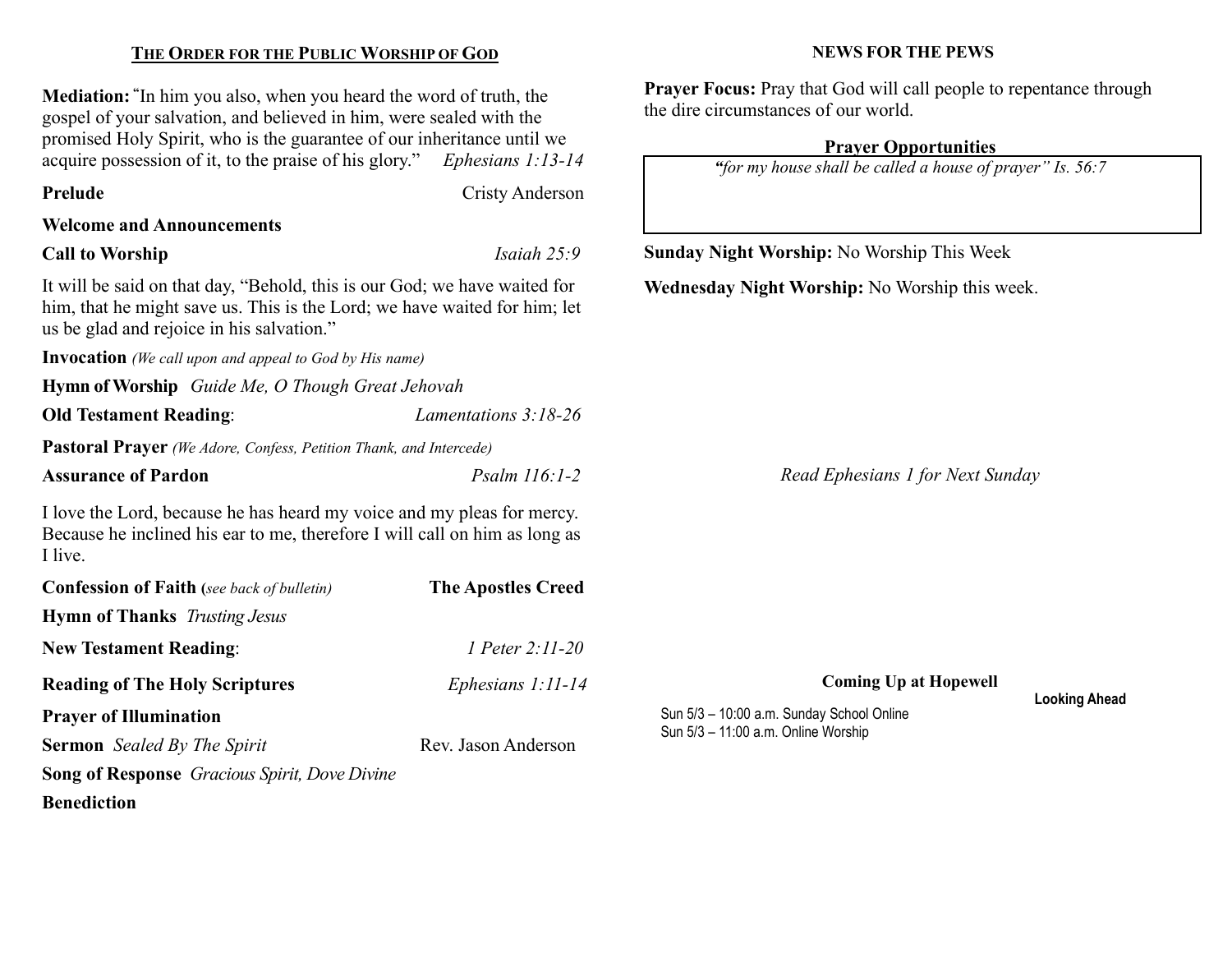## THE ORDER FOR THE PUBLIC WORSHIP OF GOD

**Mediation:** "In him you also, when you heard the word of truth, the gospel of your salvation, and believed in him, were sealed with the promised Holy Spirit, who is the guarantee of our inheritance until we acquire possession of it, to the praise of his glory." *Ephesians 1:13-14*

**Prelude** Cristy Anderson

**Welcome and Announcements**

**Call to Worship** *Isaiah 25:9*

It will be said on that day, "Behold, this is our God; we have waited for him, that he might save us. This is the Lord; we have waited for him; let us be glad and rejoice in his salvation."

**Invocation** *(We call upon and appeal to God by His name)*

**Hymn of Worship** *Guide Me, O Though Great Jehovah*

**Old Testament Reading**: *Lamentations 3:18-26*

**Pastoral Prayer** *(We Adore, Confess, Petition Thank, and Intercede)*

**Assurance of Pardon** *Psalm 116:1-2*

I love the Lord, because he has heard my voice and my pleas for mercy. Because he inclined his ear to me, therefore I will call on him as long as I live.

**Confession of Faith (***see back of bulletin)* **The Apostles Creed**

**Hymn of Thanks** *Trusting Jesus*

**New Testament Reading**: *1 Peter 2:11-20*

**Reading of The Holy Scriptures** *Ephesians 1:11-14*

**Prayer of Illumination**

**Sermon** *Sealed By The Spirit* Rev. Jason Anderson

**Song of Response** *Gracious Spirit, Dove Divine*

**Benediction**

## NEWS FOR THE PEWS

**Prayer Focus:** Pray that God will call people to repentance through the dire circumstances of our world.

### Prayer Opportunities

*"for my house shall be called a house of prayer" Is. 56:7*

**Sunday Night Worship:** No Worship This Week

**Wednesday Night Worship:** No Worship this week.

*Read Ephesians 1 for Next Sunday*

### Coming Up at Hopewell

**Looking Ahead**

Sun 5/3 – 10:00 a.m. Sunday School Online
Sun 5/3 – 11:00 a.m. Online Worship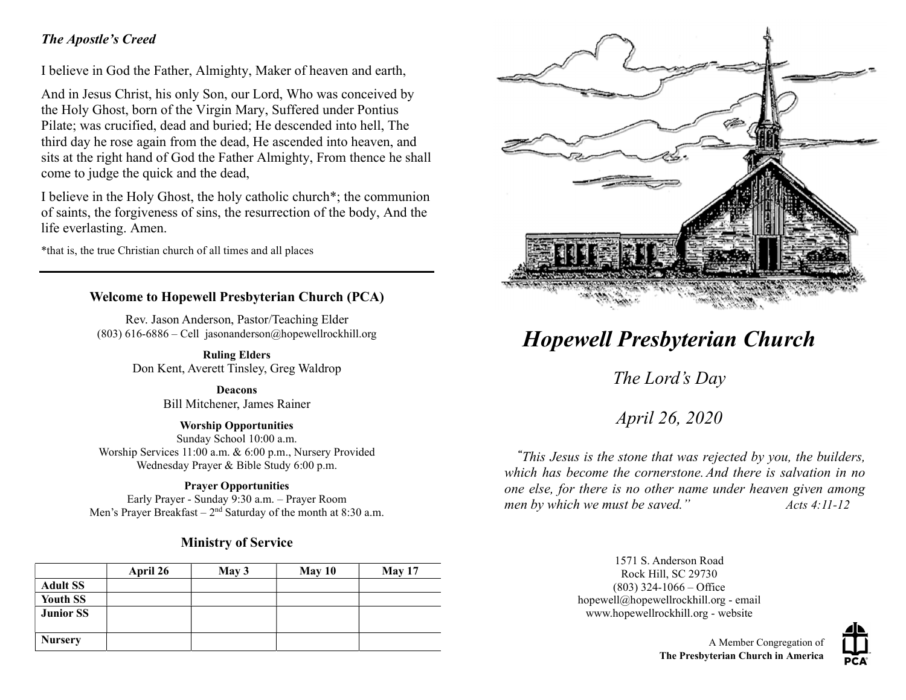*The Apostle's Creed*

I believe in God the Father, Almighty, Maker of heaven and earth,

And in Jesus Christ, his only Son, our Lord, Who was conceived by the Holy Ghost, born of the Virgin Mary, Suffered under Pontius Pilate; was crucified, dead and buried; He descended into hell, The third day he rose again from the dead, He ascended into heaven, and sits at the right hand of God the Father Almighty, From thence he shall come to judge the quick and the dead,

I believe in the Holy Ghost, the holy catholic church*; the communion of saints, the forgiveness of sins, the resurrection of the body, And the life everlasting. Amen.

*that is, the true Christian church of all times and all places

---

### Welcome to Hopewell Presbyterian Church (PCA)

Rev. Jason Anderson, Pastor/Teaching Elder
(803) 616-6886 – Cell jasonanderson@hopewellrockhill.org

**Ruling Elders**
Don Kent, Averett Tinsley, Greg Waldrop

**Deacons**
Bill Mitchener, James Rainer

**Worship Opportunities**
Sunday School 10:00 a.m.
Worship Services 11:00 a.m. & 6:00 p.m., Nursery Provided
Wednesday Prayer & Bible Study 6:00 p.m.

**Prayer Opportunities**
Early Prayer - Sunday 9:30 a.m. – Prayer Room
Men's Prayer Breakfast – 2nd Saturday of the month at 8:30 a.m.

### Ministry of Service

| | April 26 | May 3 | May 10 | May 17 |
|---|---|---|---|---|
| **Adult SS** | | | | |
| **Youth SS** | | | | |
| **Junior SS** | | | | |
| **Nursery** | | | | |

# *Hopewell Presbyterian Church*

*The Lord's Day*

*April 26, 2020*

*"This Jesus is the stone that was rejected by you, the builders, which has become the cornerstone. And there is salvation in no one else, for there is no other name under heaven given among men by which we must be saved."* *Acts 4:11-12*

1571 S. Anderson Road
Rock Hill, SC 29730
(803) 324-1066 – Office
hopewell@hopewellrockhill.org - email
www.hopewellrockhill.org - website

A Member Congregation of
**The Presbyterian Church in America**

PCA